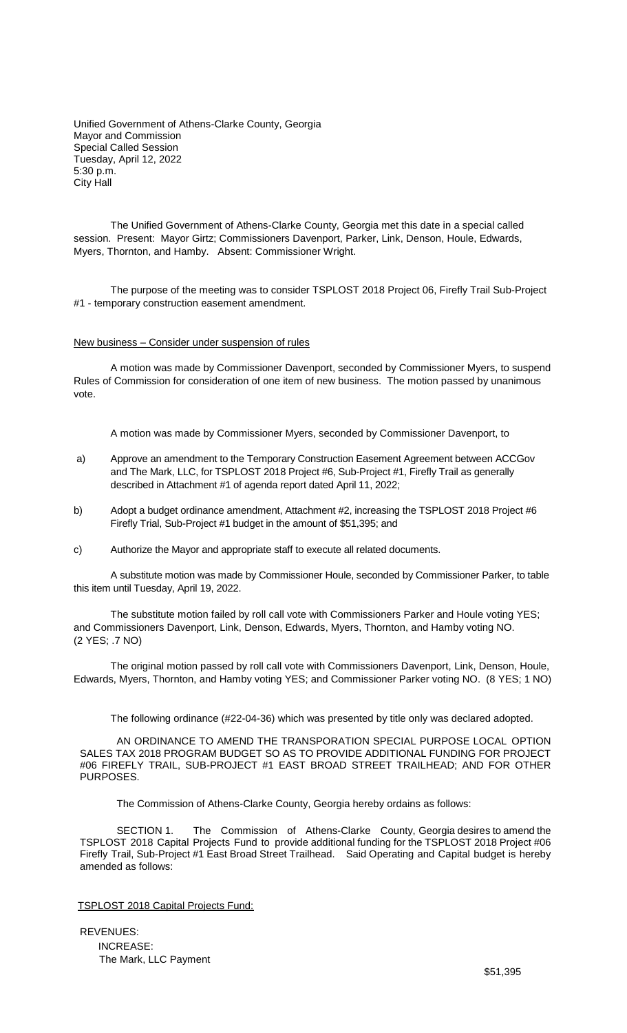Unified Government of Athens-Clarke County, Georgia
Mayor and Commission
Special Called Session
Tuesday, April 12, 2022
5:30 p.m.
City Hall

The Unified Government of Athens-Clarke County, Georgia met this date in a special called session. Present: Mayor Girtz; Commissioners Davenport, Parker, Link, Denson, Houle, Edwards, Myers, Thornton, and Hamby. Absent: Commissioner Wright.

The purpose of the meeting was to consider TSPLOST 2018 Project 06, Firefly Trail Sub-Project #1 - temporary construction easement amendment.

New business – Consider under suspension of rules

A motion was made by Commissioner Davenport, seconded by Commissioner Myers, to suspend Rules of Commission for consideration of one item of new business. The motion passed by unanimous vote.

A motion was made by Commissioner Myers, seconded by Commissioner Davenport, to

a) Approve an amendment to the Temporary Construction Easement Agreement between ACCGov and The Mark, LLC, for TSPLOST 2018 Project #6, Sub-Project #1, Firefly Trail as generally described in Attachment #1 of agenda report dated April 11, 2022;

b) Adopt a budget ordinance amendment, Attachment #2, increasing the TSPLOST 2018 Project #6 Firefly Trial, Sub-Project #1 budget in the amount of $51,395; and

c) Authorize the Mayor and appropriate staff to execute all related documents.

A substitute motion was made by Commissioner Houle, seconded by Commissioner Parker, to table this item until Tuesday, April 19, 2022.

The substitute motion failed by roll call vote with Commissioners Parker and Houle voting YES; and Commissioners Davenport, Link, Denson, Edwards, Myers, Thornton, and Hamby voting NO. (2 YES; .7 NO)

The original motion passed by roll call vote with Commissioners Davenport, Link, Denson, Houle, Edwards, Myers, Thornton, and Hamby voting YES; and Commissioner Parker voting NO. (8 YES; 1 NO)

The following ordinance (#22-04-36) which was presented by title only was declared adopted.

AN ORDINANCE TO AMEND THE TRANSPORATION SPECIAL PURPOSE LOCAL OPTION SALES TAX 2018 PROGRAM BUDGET SO AS TO PROVIDE ADDITIONAL FUNDING FOR PROJECT #06 FIREFLY TRAIL, SUB-PROJECT #1 EAST BROAD STREET TRAILHEAD; AND FOR OTHER PURPOSES.

The Commission of Athens-Clarke County, Georgia hereby ordains as follows:

SECTION 1. The Commission of Athens-Clarke County, Georgia desires to amend the TSPLOST 2018 Capital Projects Fund to provide additional funding for the TSPLOST 2018 Project #06 Firefly Trail, Sub-Project #1 East Broad Street Trailhead. Said Operating and Capital budget is hereby amended as follows:

TSPLOST 2018 Capital Projects Fund:

REVENUES:
INCREASE:
The Mark, LLC Payment $51,395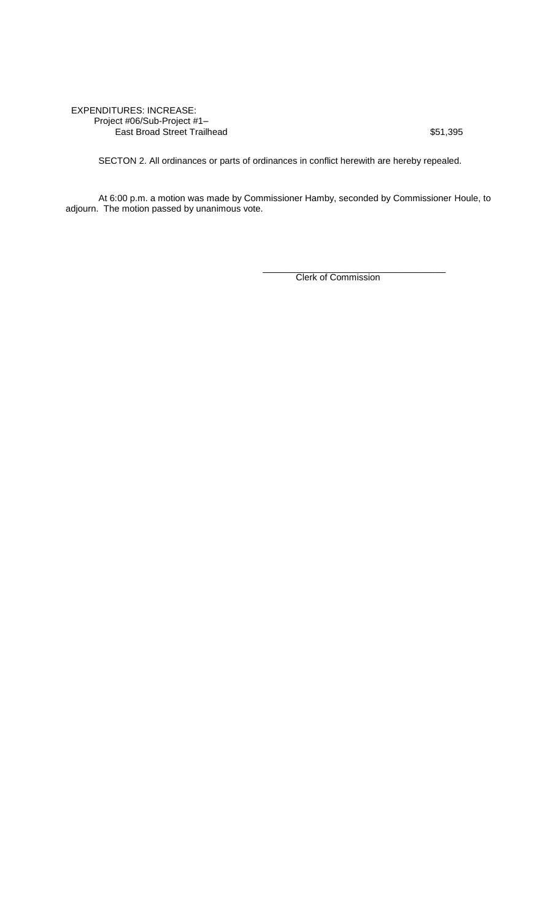EXPENDITURES: INCREASE:

Project #06/Sub-Project #1–
East Broad Street Trailhead $51,395

SECTON 2. All ordinances or parts of ordinances in conflict herewith are hereby repealed.

At 6:00 p.m. a motion was made by Commissioner Hamby, seconded by Commissioner Houle, to adjourn. The motion passed by unanimous vote.

\_\_\_\_\_\_\_\_\_\_\_\_\_\_\_\_\_\_\_\_\_\_\_\_\_\_\_\_\_\_\_\_\_\_\_

Clerk of Commission